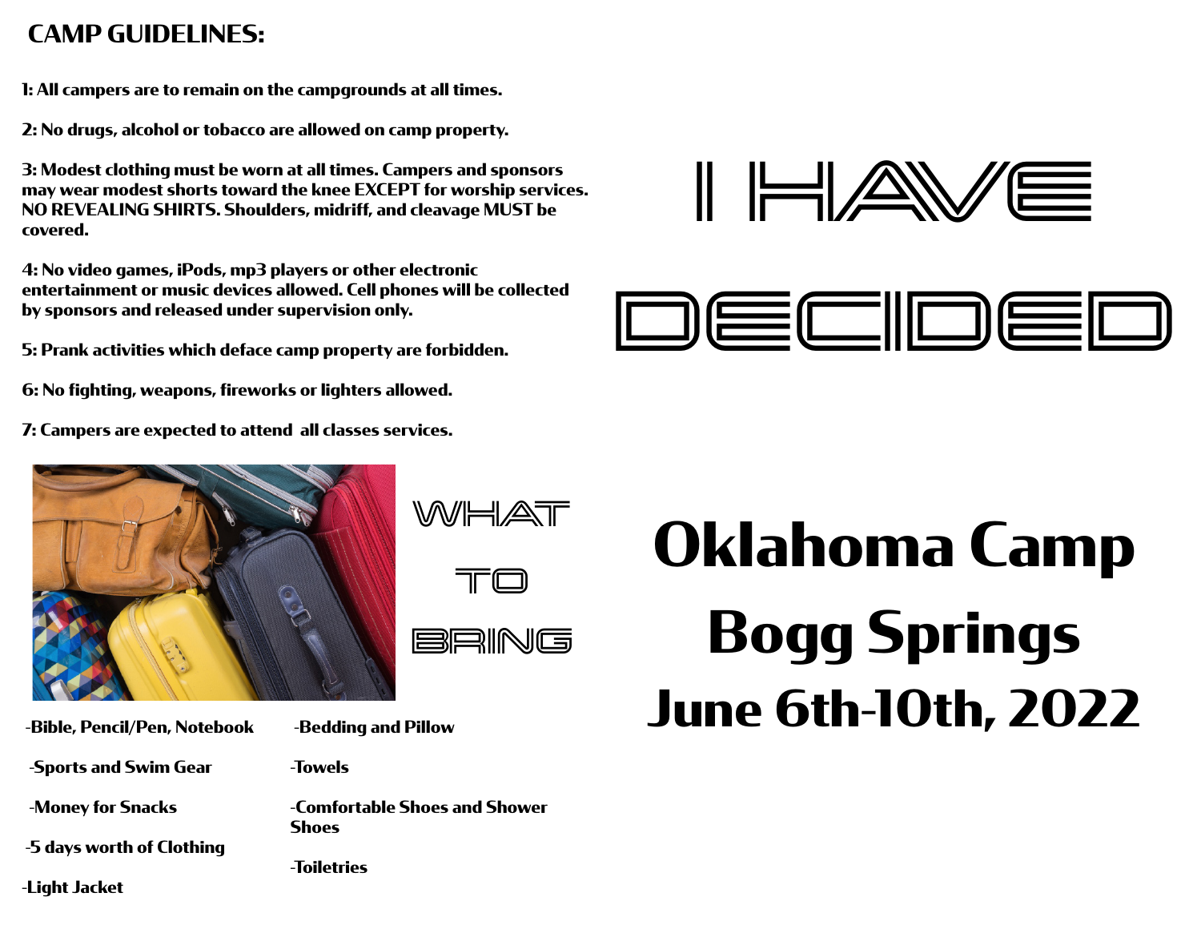## CAMP GUIDELINES:

**1: All campers are to remain on the campgrounds at all times.**

**2: No drugs, alcohol or tobacco are allowed on camp property.**

**3: Modest clothing must be worn at all times. Campers and sponsors may wear modest shorts toward the knee EXCEPT for worship services. NO REVEALING SHIRTS. Shoulders, midriff, and cleavage MUST be covered.**

**4: No video games, iPods, mp3 players or other electronic entertainment or music devices allowed. Cell phones will be collected by sponsors and released under supervision only.**

**5: Prank activities which deface camp property are forbidden.**

**6: No fighting, weapons, fireworks or lighters allowed.**

**7: Campers are expected to attend all classes services.**

## WHAT TO BRING

- **Bible, Pencil/Pen, Notebook**
- **Sports and Swim Gear**
- **Money for Snacks**
- **5 days worth of Clothing**
- **Light Jacket**
- **Bedding and Pillow**
- **Towels**
- **Comfortable Shoes and Shower Shoes**
- **Toiletries**

# I HAVE DECIDED

# Oklahoma Camp

# Bogg Springs

## June 6th-10th, 2022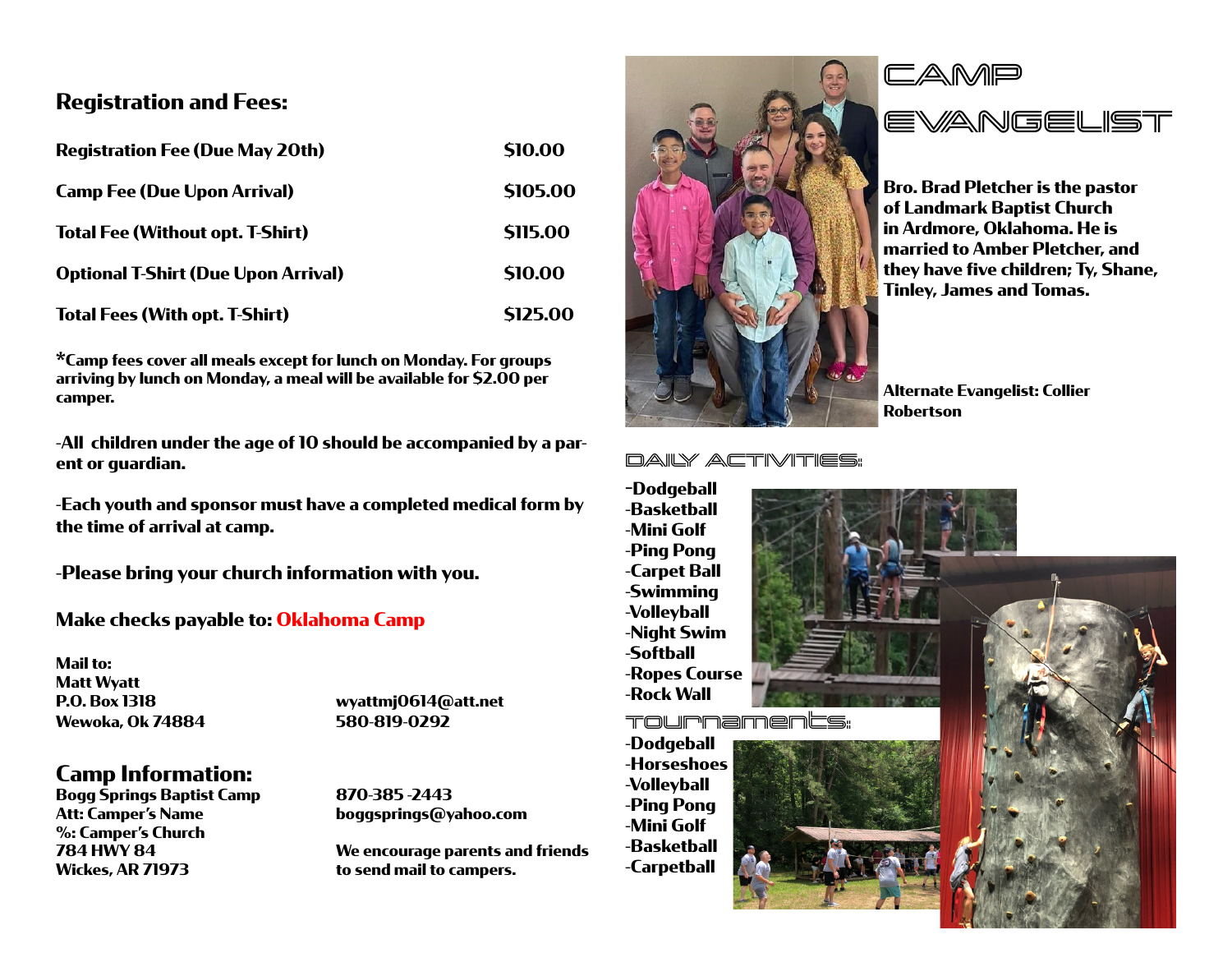## Registration and Fees:

| | |
|---|---|
| **Registration Fee (Due May 20th)** | **$10.00** |
| **Camp Fee (Due Upon Arrival)** | **$105.00** |
| **Total Fee (Without opt. T-Shirt)** | **$115.00** |
| **Optional T-Shirt (Due Upon Arrival)** | **$10.00** |
| **Total Fees (With opt. T-Shirt)** | **$125.00** |

***Camp fees cover all meals except for lunch on Monday. For groups arriving by lunch on Monday, a meal will be available for $2.00 per camper.**

**-All children under the age of 10 should be accompanied by a parent or guardian.**

**-Each youth and sponsor must have a completed medical form by the time of arrival at camp.**

**-Please bring your church information with you.**

**Make checks payable to: Oklahoma Camp**

**Mail to:**
**Matt Wyatt**
**P.O. Box 1318**
**Wewoka, Ok 74884**

**wyattmj0614@att.net**
**580-819-0292**

## Camp Information:

**Bogg Springs Baptist Camp**
**Att: Camper's Name**
**%: Camper's Church**
**784 HWY 84**
**Wickes, AR 71973**

**870-385-2443**
**boggsprings@yahoo.com**

**We encourage parents and friends to send mail to campers.**

## CAMP EVANGELIST

**Bro. Brad Pletcher is the pastor of Landmark Baptist Church in Ardmore, Oklahoma. He is married to Amber Pletcher, and they have five children; Ty, Shane, Tinley, James and Tomas.**

**Alternate Evangelist: Collier Robertson**

### DAILY ACTIVITIES:

- **Dodgeball**
- **Basketball**
- **Mini Golf**
- **Ping Pong**
- **Carpet Ball**
- **Swimming**
- **Volleyball**
- **Night Swim**
- **Softball**
- **Ropes Course**
- **Rock Wall**

### TOURNAMENTS:

- **Dodgeball**
- **Horseshoes**
- **Volleyball**
- **Ping Pong**
- **Mini Golf**
- **Basketball**
- **Carpetball**